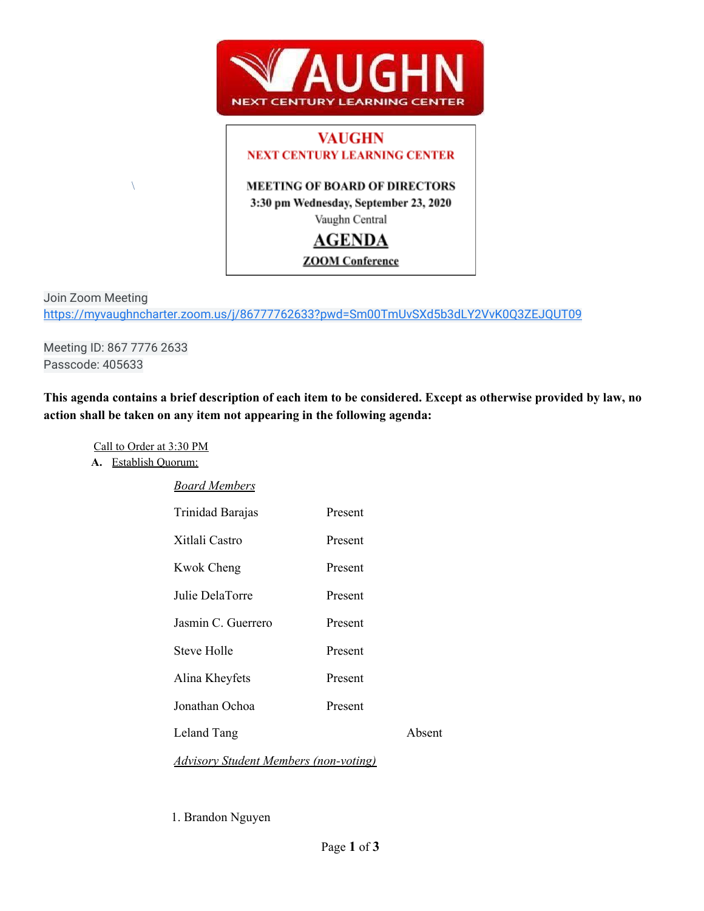# VAUGHN
## NEXT CENTURY LEARNING CENTER

**MEETING OF BOARD OF DIRECTORS**
**3:30 pm Wednesday, September 23, 2020**
Vaughn Central

## AGENDA

**ZOOM Conference**

Join Zoom Meeting
https://myvaughncharter.zoom.us/j/86777762633?pwd=Sm00TmUvSXd5b3dLY2VvK0Q3ZEJQUT09

Meeting ID: 867 7776 2633
Passcode: 405633

**This agenda contains a brief description of each item to be considered. Except as otherwise provided by law, no action shall be taken on any item not appearing in the following agenda:**

Call to Order at 3:30 PM

**A.** Establish Quorum:

*Board Members*

| | | |
|---|---|---|
| Trinidad Barajas | Present | |
| Xitlali Castro | Present | |
| Kwok Cheng | Present | |
| Julie DelaTorre | Present | |
| Jasmin C. Guerrero | Present | |
| Steve Holle | Present | |
| Alina Kheyfets | Present | |
| Jonathan Ochoa | Present | |
| Leland Tang | | Absent |

*Advisory Student Members (non-voting)*

1. Brandon Nguyen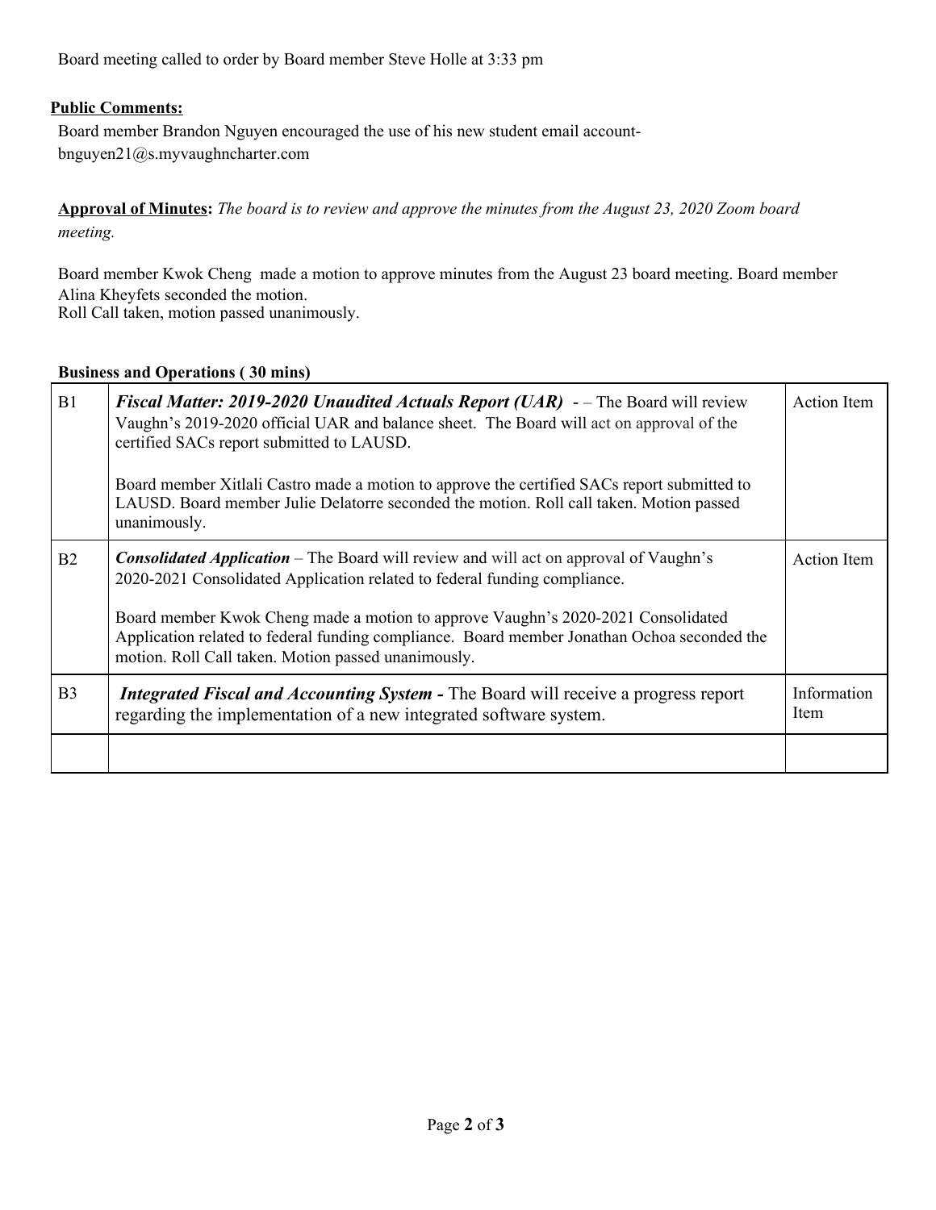Board meeting called to order by Board member Steve Holle at 3:33 pm

**Public Comments:**

Board member Brandon Nguyen encouraged the use of his new student email account- bnguyen21@s.myvaughncharter.com

**Approval of Minutes:** *The board is to review and approve the minutes from the August 23, 2020 Zoom board meeting.*

Board member Kwok Cheng made a motion to approve minutes from the August 23 board meeting. Board member Alina Kheyfets seconded the motion.
Roll Call taken, motion passed unanimously.

**Business and Operations ( 30 mins)**

| | | |
|---|---|---|
| B1 | ***Fiscal Matter: 2019-2020 Unaudited Actuals Report (UAR)*** - – The Board will review Vaughn's 2019-2020 official UAR and balance sheet. The Board will act on approval of the certified SACs report submitted to LAUSD.<br><br>Board member Xitlali Castro made a motion to approve the certified SACs report submitted to LAUSD. Board member Julie Delatorre seconded the motion. Roll call taken. Motion passed unanimously. | Action Item |
| B2 | ***Consolidated Application*** – The Board will review and will act on approval of Vaughn's 2020-2021 Consolidated Application related to federal funding compliance.<br><br>Board member Kwok Cheng made a motion to approve Vaughn's 2020-2021 Consolidated Application related to federal funding compliance. Board member Jonathan Ochoa seconded the motion. Roll Call taken. Motion passed unanimously. | Action Item |
| B3 | ***Integrated Fiscal and Accounting System -*** The Board will receive a progress report regarding the implementation of a new integrated software system. | Information Item |
| | | |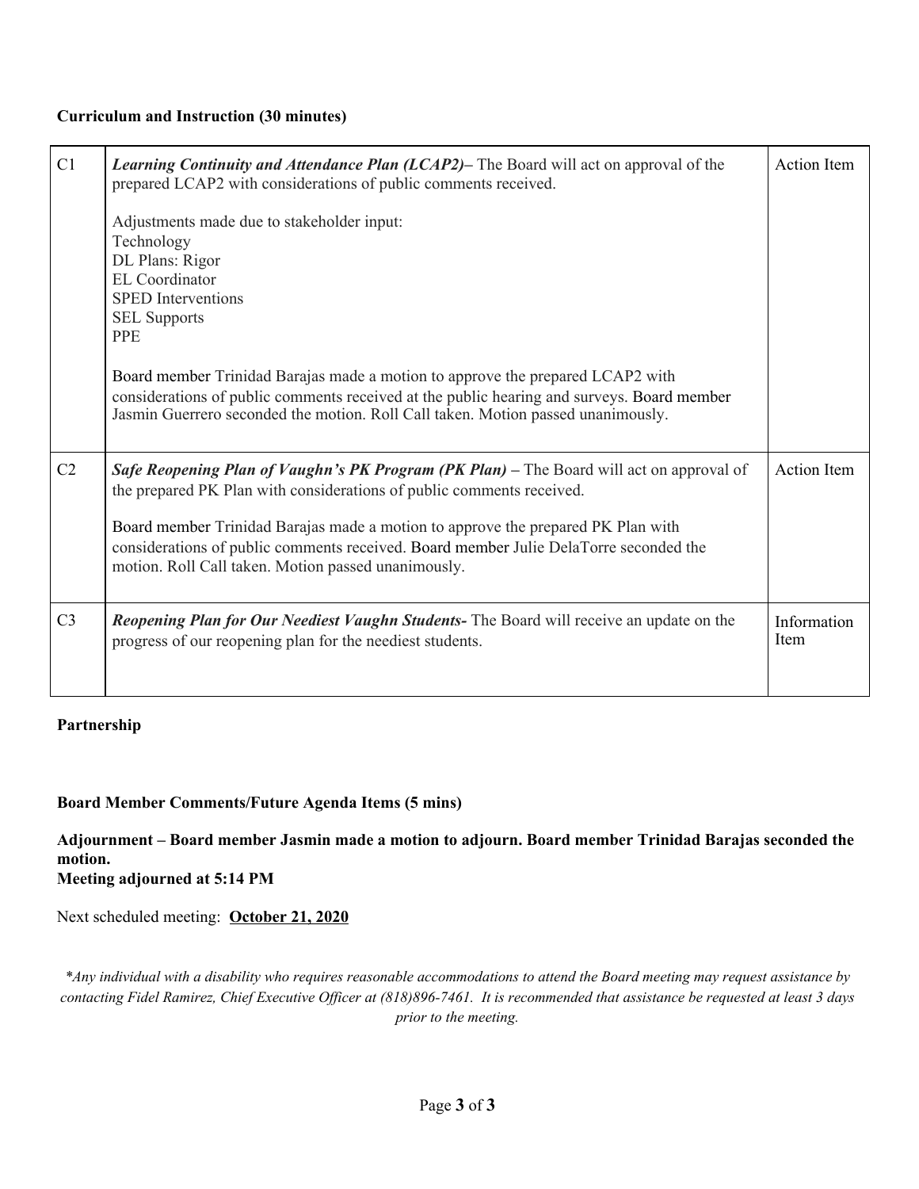**Curriculum and Instruction (30 minutes)**

| | | |
|---|---|---|
| C1 | ***Learning Continuity and Attendance Plan (LCAP2)–*** The Board will act on approval of the prepared LCAP2 with considerations of public comments received.<br><br>Adjustments made due to stakeholder input:<br>Technology<br>DL Plans: Rigor<br>EL Coordinator<br>SPED Interventions<br>SEL Supports<br>PPE<br><br>Board member Trinidad Barajas made a motion to approve the prepared LCAP2 with considerations of public comments received at the public hearing and surveys. Board member Jasmin Guerrero seconded the motion. Roll Call taken. Motion passed unanimously. | Action Item |
| C2 | ***Safe Reopening Plan of Vaughn's PK Program (PK Plan) –*** The Board will act on approval of the prepared PK Plan with considerations of public comments received.<br><br>Board member Trinidad Barajas made a motion to approve the prepared PK Plan with considerations of public comments received. Board member Julie DelaTorre seconded the motion. Roll Call taken. Motion passed unanimously. | Action Item |
| C3 | ***Reopening Plan for Our Neediest Vaughn Students-*** The Board will receive an update on the progress of our reopening plan for the neediest students. | Information Item |

**Partnership**

**Board Member Comments/Future Agenda Items (5 mins)**

**Adjournment – Board member Jasmin made a motion to adjourn. Board member Trinidad Barajas seconded the motion.**
**Meeting adjourned at 5:14 PM**

Next scheduled meeting: **October 21, 2020**

*\*Any individual with a disability who requires reasonable accommodations to attend the Board meeting may request assistance by contacting Fidel Ramirez, Chief Executive Officer at (818)896-7461. It is recommended that assistance be requested at least 3 days prior to the meeting.*